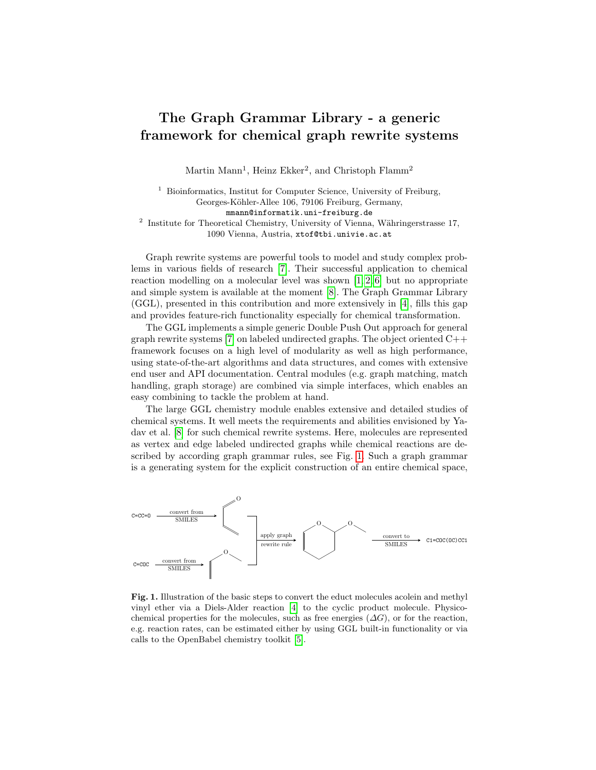# The Graph Grammar Library - a generic framework for chemical graph rewrite systems

Martin Mann[1], Heinz Ekker[2], and Christoph Flamm[2]

[1] Bioinformatics, Institut for Computer Science, University of Freiburg, Georges-Köhler-Allee 106, 79106 Freiburg, Germany, mmann@informatik.uni-freiburg.de

[2] Institute for Theoretical Chemistry, University of Vienna, Währingerstrasse 17, 1090 Vienna, Austria, xtof@tbi.univie.ac.at

Graph rewrite systems are powerful tools to model and study complex problems in various fields of research [7]. Their successful application to chemical reaction modelling on a molecular level was shown [1,2,6] but no appropriate and simple system is available at the moment [8]. The Graph Grammar Library (GGL), presented in this contribution and more extensively in [4], fills this gap and provides feature-rich functionality especially for chemical transformation.

The GGL implements a simple generic Double Push Out approach for general graph rewrite systems [7] on labeled undirected graphs. The object oriented C++ framework focuses on a high level of modularity as well as high performance, using state-of-the-art algorithms and data structures, and comes with extensive end user and API documentation. Central modules (e.g. graph matching, match handling, graph storage) are combined via simple interfaces, which enables an easy combining to tackle the problem at hand.

The large GGL chemistry module enables extensive and detailed studies of chemical systems. It well meets the requirements and abilities envisioned by Yadav et al. [8] for such chemical rewrite systems. Here, molecules are represented as vertex and edge labeled undirected graphs while chemical reactions are described by according graph grammar rules, see Fig. 1. Such a graph grammar is a generating system for the explicit construction of an entire chemical space,

C=CC=O → convert from SMILES → ; C=COC → convert from SMILES → ; apply graph rewrite rule → ; convert to SMILES → C1=COC(OC)CC1

**Fig. 1.** Illustration of the basic steps to convert the educt molecules acolein and methyl vinyl ether via a Diels-Alder reaction [4] to the cyclic product molecule. Physicochemical properties for the molecules, such as free energies ($\Delta G$), or for the reaction, e.g. reaction rates, can be estimated either by using GGL built-in functionality or via calls to the OpenBabel chemistry toolkit [5].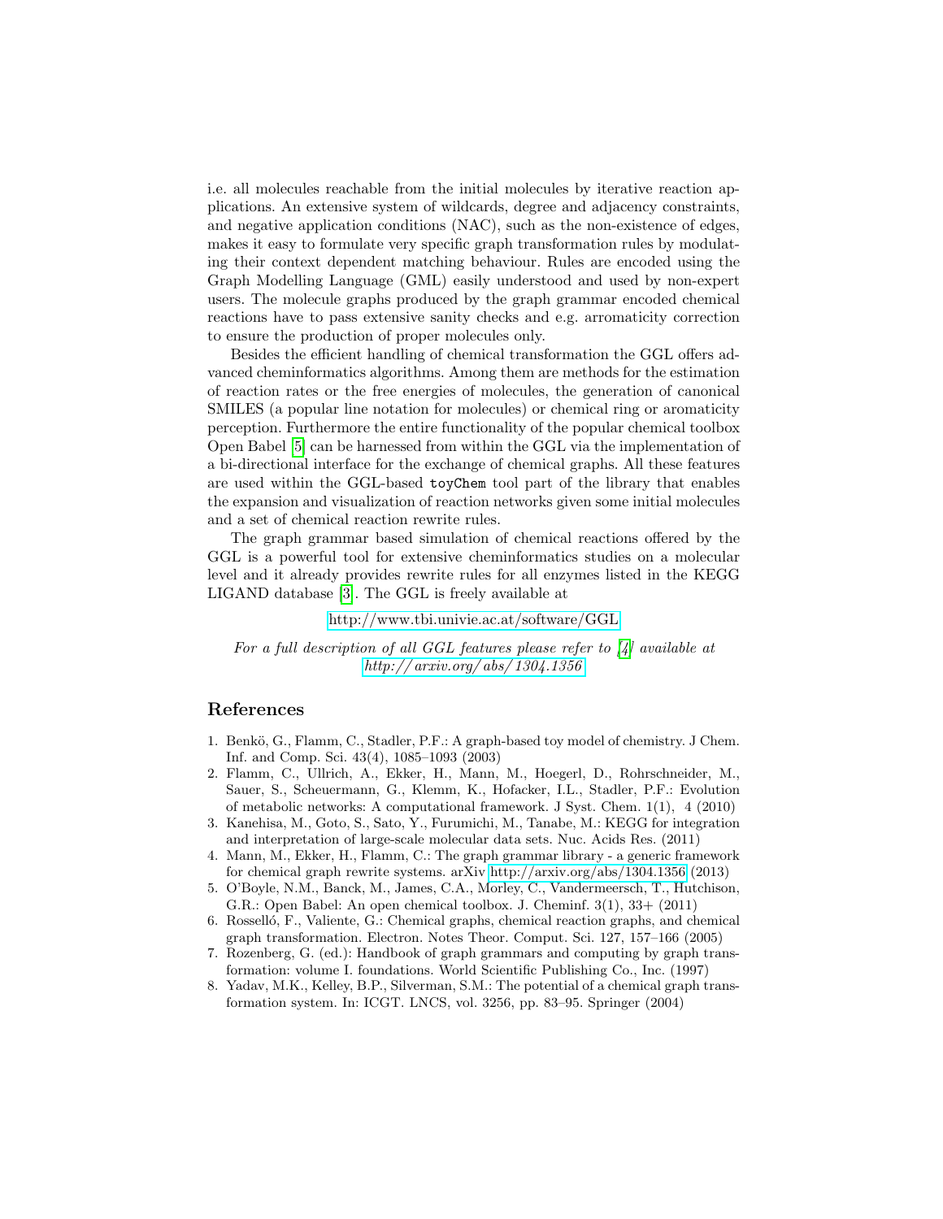i.e. all molecules reachable from the initial molecules by iterative reaction applications. An extensive system of wildcards, degree and adjacency constraints, and negative application conditions (NAC), such as the non-existence of edges, makes it easy to formulate very specific graph transformation rules by modulating their context dependent matching behaviour. Rules are encoded using the Graph Modelling Language (GML) easily understood and used by non-expert users. The molecule graphs produced by the graph grammar encoded chemical reactions have to pass extensive sanity checks and e.g. arromaticity correction to ensure the production of proper molecules only.

Besides the efficient handling of chemical transformation the GGL offers advanced cheminformatics algorithms. Among them are methods for the estimation of reaction rates or the free energies of molecules, the generation of canonical SMILES (a popular line notation for molecules) or chemical ring or aromaticity perception. Furthermore the entire functionality of the popular chemical toolbox Open Babel [5] can be harnessed from within the GGL via the implementation of a bi-directional interface for the exchange of chemical graphs. All these features are used within the GGL-based `toyChem` tool part of the library that enables the expansion and visualization of reaction networks given some initial molecules and a set of chemical reaction rewrite rules.

The graph grammar based simulation of chemical reactions offered by the GGL is a powerful tool for extensive cheminformatics studies on a molecular level and it already provides rewrite rules for all enzymes listed in the KEGG LIGAND database [3]. The GGL is freely available at

http://www.tbi.univie.ac.at/software/GGL

*For a full description of all GGL features please refer to [4] available at http://arxiv.org/abs/1304.1356*

## References

1. Benkö, G., Flamm, C., Stadler, P.F.: A graph-based toy model of chemistry. J Chem. Inf. and Comp. Sci. 43(4), 1085–1093 (2003)
2. Flamm, C., Ullrich, A., Ekker, H., Mann, M., Hoegerl, D., Rohrschneider, M., Sauer, S., Scheuermann, G., Klemm, K., Hofacker, I.L., Stadler, P.F.: Evolution of metabolic networks: A computational framework. J Syst. Chem. 1(1), 4 (2010)
3. Kanehisa, M., Goto, S., Sato, Y., Furumichi, M., Tanabe, M.: KEGG for integration and interpretation of large-scale molecular data sets. Nuc. Acids Res. (2011)
4. Mann, M., Ekker, H., Flamm, C.: The graph grammar library - a generic framework for chemical graph rewrite systems. arXiv http://arxiv.org/abs/1304.1356 (2013)
5. O'Boyle, N.M., Banck, M., James, C.A., Morley, C., Vandermeersch, T., Hutchison, G.R.: Open Babel: An open chemical toolbox. J. Cheminf. 3(1), 33+ (2011)
6. Rosselló, F., Valiente, G.: Chemical graphs, chemical reaction graphs, and chemical graph transformation. Electron. Notes Theor. Comput. Sci. 127, 157–166 (2005)
7. Rozenberg, G. (ed.): Handbook of graph grammars and computing by graph transformation: volume I. foundations. World Scientific Publishing Co., Inc. (1997)
8. Yadav, M.K., Kelley, B.P., Silverman, S.M.: The potential of a chemical graph transformation system. In: ICGT. LNCS, vol. 3256, pp. 83–95. Springer (2004)